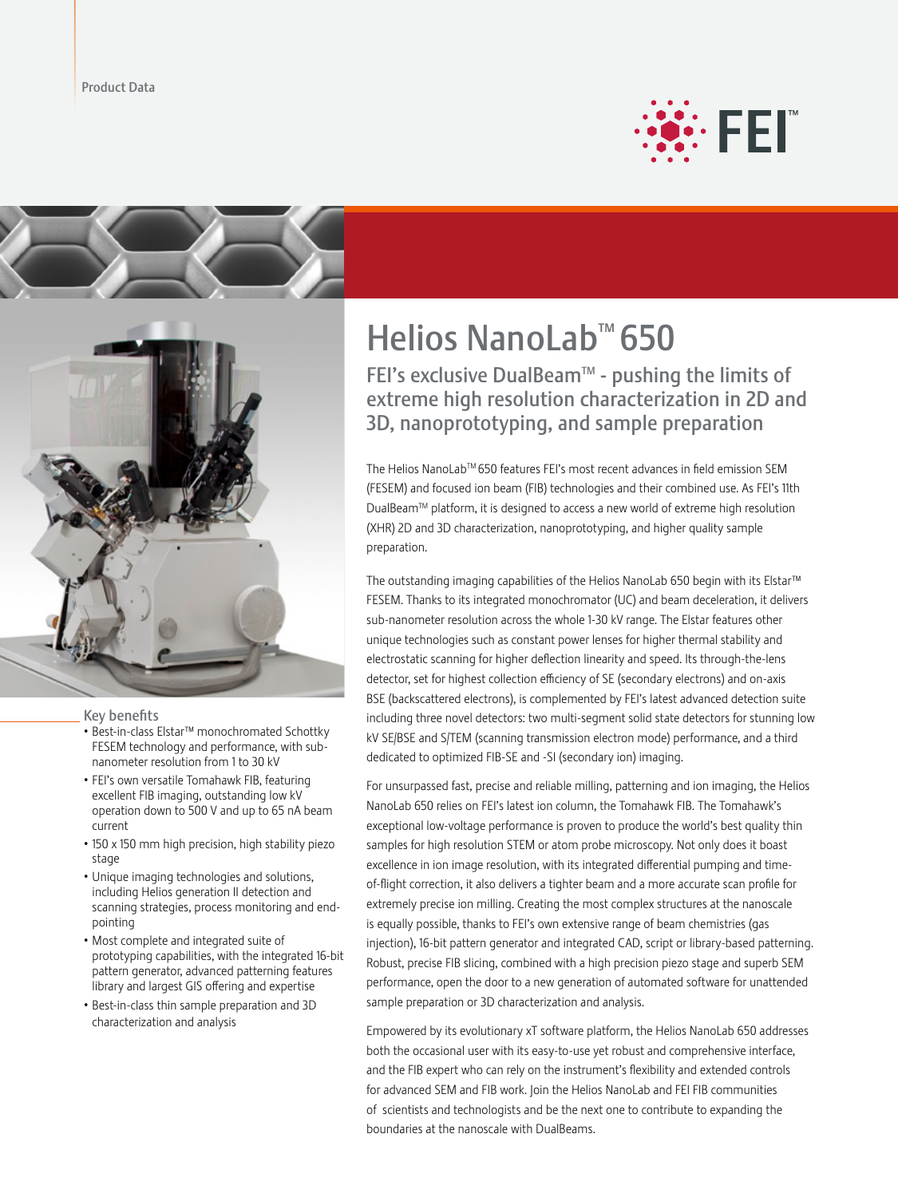Product Data

# Helios NanoLab™ 650

## FEI's exclusive DualBeam™ - pushing the limits of extreme high resolution characterization in 2D and 3D, nanoprototyping, and sample preparation

The Helios NanoLab™ 650 features FEI's most recent advances in field emission SEM (FESEM) and focused ion beam (FIB) technologies and their combined use. As FEI's 11th DualBeam™ platform, it is designed to access a new world of extreme high resolution (XHR) 2D and 3D characterization, nanoprototyping, and higher quality sample preparation.

The outstanding imaging capabilities of the Helios NanoLab 650 begin with its Elstar™ FESEM. Thanks to its integrated monochromator (UC) and beam deceleration, it delivers sub-nanometer resolution across the whole 1-30 kV range. The Elstar features other unique technologies such as constant power lenses for higher thermal stability and electrostatic scanning for higher deflection linearity and speed. Its through-the-lens detector, set for highest collection efficiency of SE (secondary electrons) and on-axis BSE (backscattered electrons), is complemented by FEI's latest advanced detection suite including three novel detectors: two multi-segment solid state detectors for stunning low kV SE/BSE and S/TEM (scanning transmission electron mode) performance, and a third dedicated to optimized FIB-SE and -SI (secondary ion) imaging.

For unsurpassed fast, precise and reliable milling, patterning and ion imaging, the Helios NanoLab 650 relies on FEI's latest ion column, the Tomahawk FIB. The Tomahawk's exceptional low-voltage performance is proven to produce the world's best quality thin samples for high resolution STEM or atom probe microscopy. Not only does it boast excellence in ion image resolution, with its integrated differential pumping and time-of-flight correction, it also delivers a tighter beam and a more accurate scan profile for extremely precise ion milling. Creating the most complex structures at the nanoscale is equally possible, thanks to FEI's own extensive range of beam chemistries (gas injection), 16-bit pattern generator and integrated CAD, script or library-based patterning. Robust, precise FIB slicing, combined with a high precision piezo stage and superb SEM performance, open the door to a new generation of automated software for unattended sample preparation or 3D characterization and analysis.

Empowered by its evolutionary xT software platform, the Helios NanoLab 650 addresses both the occasional user with its easy-to-use yet robust and comprehensive interface, and the FIB expert who can rely on the instrument's flexibility and extended controls for advanced SEM and FIB work. Join the Helios NanoLab and FEI FIB communities of scientists and technologists and be the next one to contribute to expanding the boundaries at the nanoscale with DualBeams.

### Key benefits

- Best-in-class Elstar™ monochromated Schottky FESEM technology and performance, with sub-nanometer resolution from 1 to 30 kV
- FEI's own versatile Tomahawk FIB, featuring excellent FIB imaging, outstanding low kV operation down to 500 V and up to 65 nA beam current
- 150 x 150 mm high precision, high stability piezo stage
- Unique imaging technologies and solutions, including Helios generation II detection and scanning strategies, process monitoring and end-pointing
- Most complete and integrated suite of prototyping capabilities, with the integrated 16-bit pattern generator, advanced patterning features library and largest GIS offering and expertise
- Best-in-class thin sample preparation and 3D characterization and analysis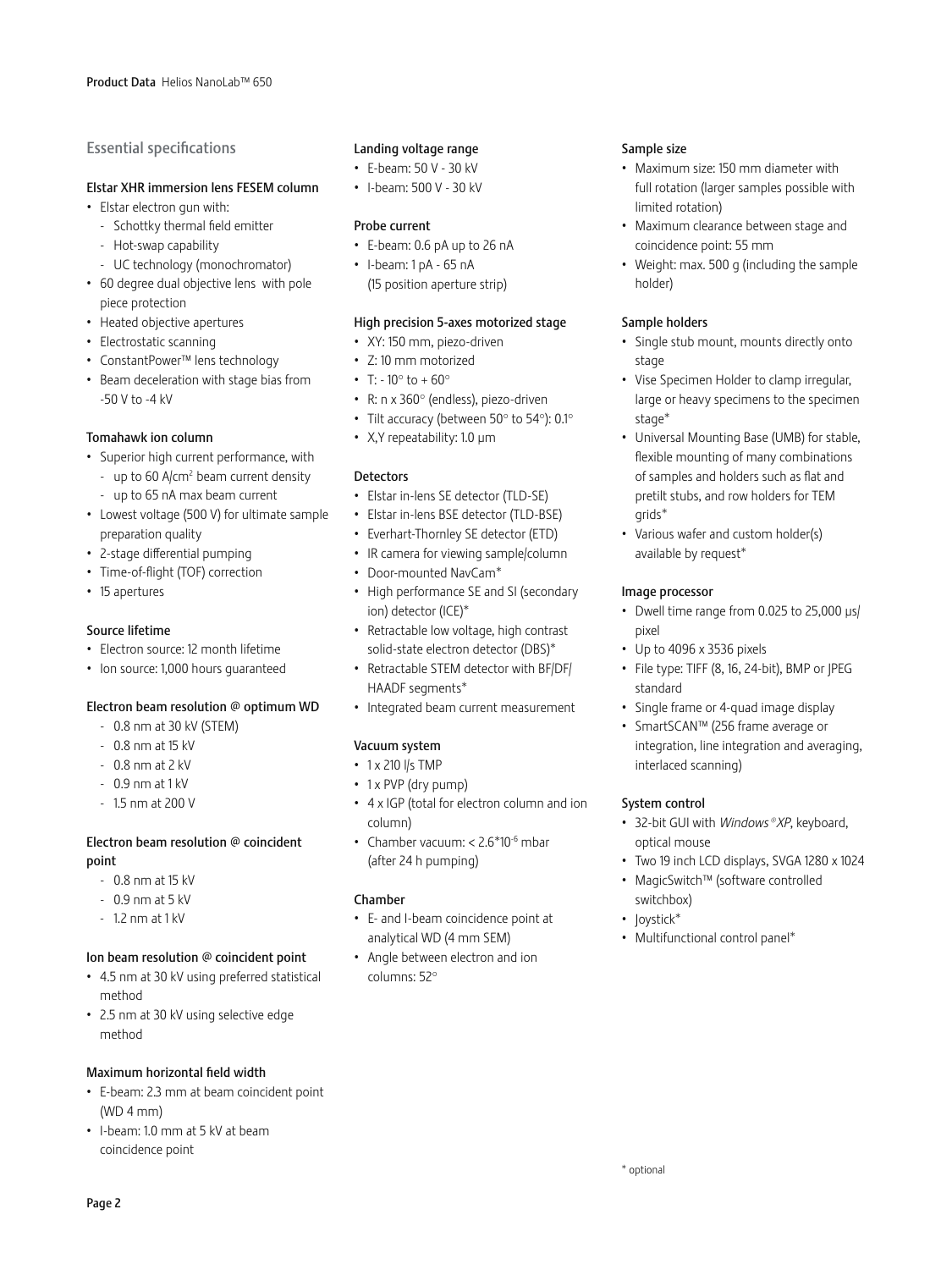## Essential specifications

### Elstar XHR immersion lens FESEM column

- Elstar electron gun with:
  - Schottky thermal field emitter
  - Hot-swap capability
  - UC technology (monochromator)
- 60 degree dual objective lens with pole piece protection
- Heated objective apertures
- Electrostatic scanning
- ConstantPower™ lens technology
- Beam deceleration with stage bias from -50 V to -4 kV

### Tomahawk ion column

- Superior high current performance, with
  - up to 60 A/cm$^2$ beam current density
  - up to 65 nA max beam current
- Lowest voltage (500 V) for ultimate sample preparation quality
- 2-stage differential pumping
- Time-of-flight (TOF) correction
- 15 apertures

### Source lifetime

- Electron source: 12 month lifetime
- Ion source: 1,000 hours guaranteed

### Electron beam resolution @ optimum WD

- 0.8 nm at 30 kV (STEM)
- 0.8 nm at 15 kV
- 0.8 nm at 2 kV
- 0.9 nm at 1 kV
- 1.5 nm at 200 V

### Electron beam resolution @ coincident point

- 0.8 nm at 15 kV
- 0.9 nm at 5 kV
- 1.2 nm at 1 kV

### Ion beam resolution @ coincident point

- 4.5 nm at 30 kV using preferred statistical method
- 2.5 nm at 30 kV using selective edge method

### Maximum horizontal field width

- E-beam: 2.3 mm at beam coincident point (WD 4 mm)
- I-beam: 1.0 mm at 5 kV at beam coincidence point

### Landing voltage range

- E-beam: 50 V - 30 kV
- I-beam: 500 V - 30 kV

### Probe current

- E-beam: 0.6 pA up to 26 nA
- I-beam: 1 pA - 65 nA (15 position aperture strip)

### High precision 5-axes motorized stage

- XY: 150 mm, piezo-driven
- Z: 10 mm motorized
- T: - 10° to + 60°
- R: n x 360° (endless), piezo-driven
- Tilt accuracy (between 50° to 54°): 0.1°
- X,Y repeatability: 1.0 μm

### Detectors

- Elstar in-lens SE detector (TLD-SE)
- Elstar in-lens BSE detector (TLD-BSE)
- Everhart-Thornley SE detector (ETD)
- IR camera for viewing sample/column
- Door-mounted NavCam*
- High performance SE and SI (secondary ion) detector (ICE)*
- Retractable low voltage, high contrast solid-state electron detector (DBS)*
- Retractable STEM detector with BF/DF/HAADF segments*
- Integrated beam current measurement

### Vacuum system

- 1 x 210 l/s TMP
- 1 x PVP (dry pump)
- 4 x IGP (total for electron column and ion column)
- Chamber vacuum: < $2.6 \times 10^{-6}$ mbar (after 24 h pumping)

### Chamber

- E- and I-beam coincidence point at analytical WD (4 mm SEM)
- Angle between electron and ion columns: 52°

### Sample size

- Maximum size: 150 mm diameter with full rotation (larger samples possible with limited rotation)
- Maximum clearance between stage and coincidence point: 55 mm
- Weight: max. 500 g (including the sample holder)

### Sample holders

- Single stub mount, mounts directly onto stage
- Vise Specimen Holder to clamp irregular, large or heavy specimens to the specimen stage*
- Universal Mounting Base (UMB) for stable, flexible mounting of many combinations of samples and holders such as flat and pretilt stubs, and row holders for TEM grids*
- Various wafer and custom holder(s) available by request*

### Image processor

- Dwell time range from 0.025 to 25,000 μs/pixel
- Up to 4096 x 3536 pixels
- File type: TIFF (8, 16, 24-bit), BMP or JPEG standard
- Single frame or 4-quad image display
- SmartSCAN™ (256 frame average or integration, line integration and averaging, interlaced scanning)

### System control

- 32-bit GUI with *Windows® XP*, keyboard, optical mouse
- Two 19 inch LCD displays, SVGA 1280 x 1024
- MagicSwitch™ (software controlled switchbox)
- Joystick*
- Multifunctional control panel*

\* optional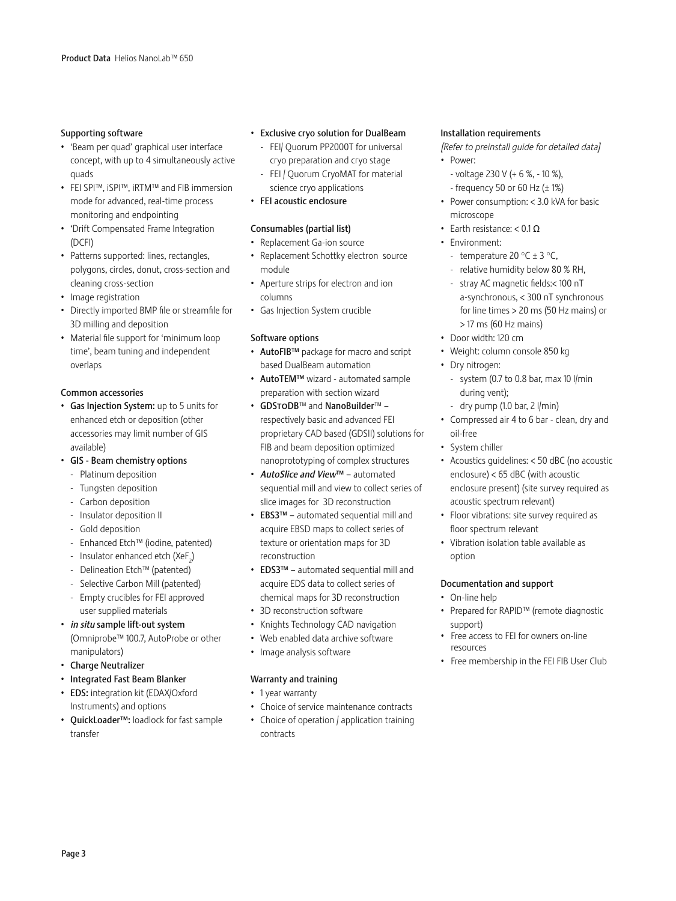### Supporting software

- 'Beam per quad' graphical user interface concept, with up to 4 simultaneously active quads
- FEI SPI™, iSPI™, iRTM™ and FIB immersion mode for advanced, real-time process monitoring and endpointing
- 'Drift Compensated Frame Integration (DCFI)
- Patterns supported: lines, rectangles, polygons, circles, donut, cross-section and cleaning cross-section
- Image registration
- Directly imported BMP file or streamfile for 3D milling and deposition
- Material file support for 'minimum loop time', beam tuning and independent overlaps

### Common accessories

- **Gas Injection System:** up to 5 units for enhanced etch or deposition (other accessories may limit number of GIS available)
- **GIS - Beam chemistry options**
  - Platinum deposition
  - Tungsten deposition
  - Carbon deposition
  - Insulator deposition II
  - Gold deposition
  - Enhanced Etch™ (iodine, patented)
  - Insulator enhanced etch ($XeF_2$)
  - Delineation Etch™ (patented)
  - Selective Carbon Mill (patented)
  - Empty crucibles for FEI approved user supplied materials
- ***in situ* sample lift-out system** (Omniprobe™ 100.7, AutoProbe or other manipulators)
- **Charge Neutralizer**
- **Integrated Fast Beam Blanker**
- **EDS:** integration kit (EDAX/Oxford Instruments) and options
- **QuickLoader™:** loadlock for fast sample transfer
- **Exclusive cryo solution for DualBeam**
  - FEI/ Quorum PP2000T for universal cryo preparation and cryo stage
  - FEI / Quorum CryoMAT for material science cryo applications
- **FEI acoustic enclosure**

### Consumables (partial list)

- Replacement Ga-ion source
- Replacement Schottky electron source module
- Aperture strips for electron and ion columns
- Gas Injection System crucible

### Software options

- **AutoFIB™** package for macro and script based DualBeam automation
- **AutoTEM™** wizard - automated sample preparation with section wizard
- **GDSTODB**™ and **NanoBuilder**™ – respectively basic and advanced FEI proprietary CAD based (GDSII) solutions for FIB and beam deposition optimized nanoprototyping of complex structures
- ***AutoSlice and View*™** – automated sequential mill and view to collect series of slice images for 3D reconstruction
- **EBS3™** – automated sequential mill and acquire EBSD maps to collect series of texture or orientation maps for 3D reconstruction
- **EDS3™** – automated sequential mill and acquire EDS data to collect series of chemical maps for 3D reconstruction
- 3D reconstruction software
- Knights Technology CAD navigation
- Web enabled data archive software
- Image analysis software

### Warranty and training

- 1 year warranty
- Choice of service maintenance contracts
- Choice of operation / application training contracts

### Installation requirements

*[Refer to preinstall guide for detailed data]*

- Power:
  - voltage 230 V (+ 6 %, - 10 %),
  - frequency 50 or 60 Hz (± 1%)
- Power consumption: < 3.0 kVA for basic microscope
- Earth resistance: < 0.1 Ω
- Environment:
  - temperature 20 °C ± 3 °C,
  - relative humidity below 80 % RH,
  - stray AC magnetic fields:< 100 nT a-synchronous, < 300 nT synchronous for line times > 20 ms (50 Hz mains) or > 17 ms (60 Hz mains)
- Door width: 120 cm
- Weight: column console 850 kg
- Dry nitrogen:
  - system (0.7 to 0.8 bar, max 10 l/min during vent);
  - dry pump (1.0 bar, 2 l/min)
- Compressed air 4 to 6 bar - clean, dry and oil-free
- System chiller
- Acoustics guidelines: < 50 dBC (no acoustic enclosure) < 65 dBC (with acoustic enclosure present) (site survey required as acoustic spectrum relevant)
- Floor vibrations: site survey required as floor spectrum relevant
- Vibration isolation table available as option

### Documentation and support

- On-line help
- Prepared for RAPID™ (remote diagnostic support)
- Free access to FEI for owners on-line resources
- Free membership in the FEI FIB User Club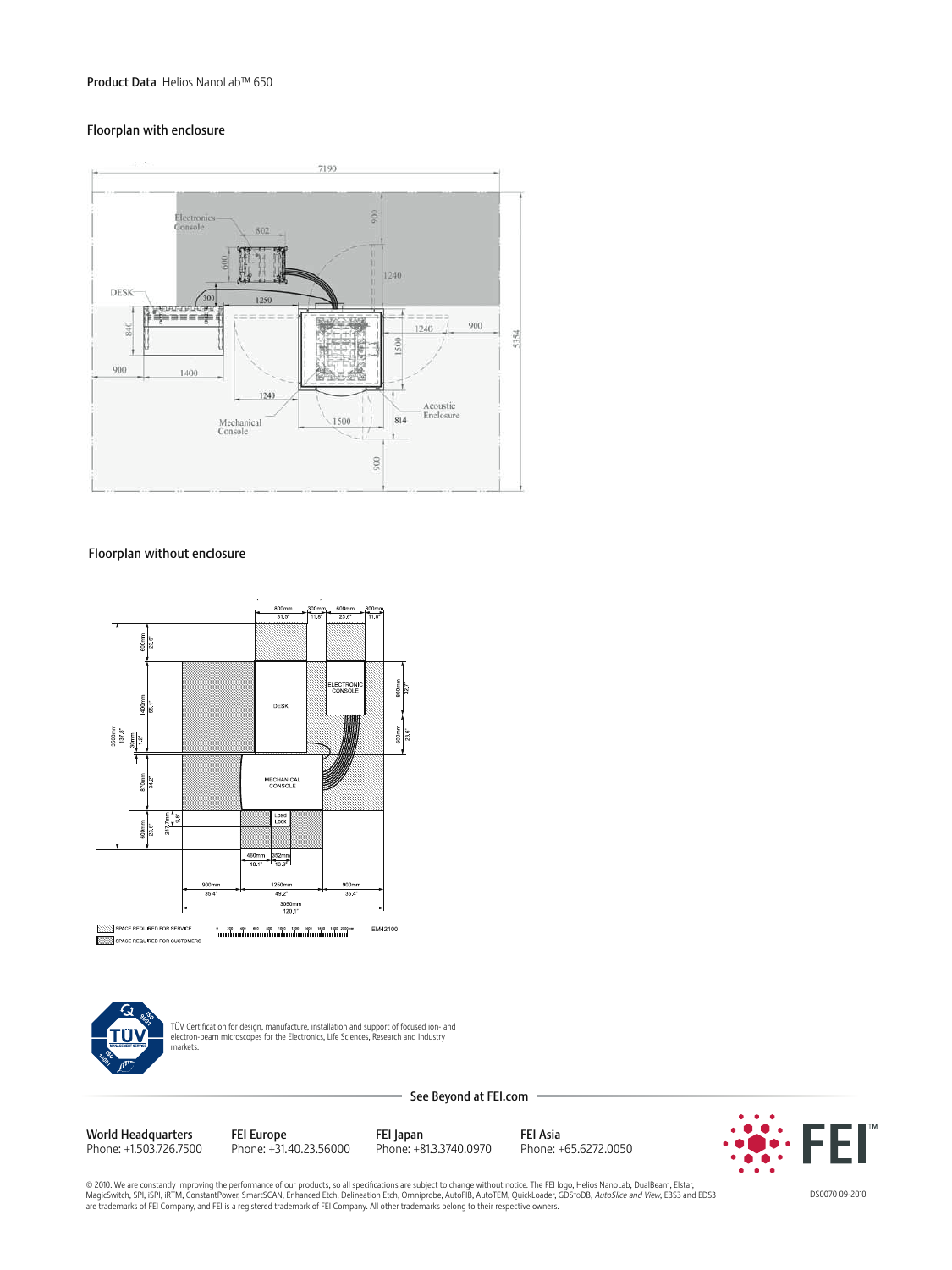## Floorplan with enclosure

7190
Electronics Console
802
600
900
1240
DESK
300
1250
840
1240
900
5354
1500
900
1400
1240
Mechanical Console
1500
814
Acoustic Enclosure
900

## Floorplan without enclosure

800mm 31.5"
300mm 11.8"
600mm 23.6"
300mm 11.8"
600mm 23.6"
ELECTRONIC CONSOLE
DESK
800mm 32.7"
1400mm 55.1"
3500mm 137.8"
30mm 1.2"
600mm 23.6"
MECHANICAL CONSOLE
870mm 34.2"
Load Lock
600mm 23.6"
247.7mm 9.8"
460mm 18.1"
352mm 13.9"
900mm 35.4"
1250mm 49.2"
900mm 35.4"
3050mm 120.1"

SPACE REQUIRED FOR SERVICE
SPACE REQUIRED FOR CUSTOMERS
EM42100

TÜV Certification for design, manufacture, installation and support of focused ion- and electron-beam microscopes for the Electronics, Life Sciences, Research and Industry markets.

See Beyond at FEI.com

**World Headquarters**
Phone: +1.503.726.7500

**FEI Europe**
Phone: +31.40.23.56000

**FEI Japan**
Phone: +81.3.3740.0970

**FEI Asia**
Phone: +65.6272.0050

© 2010. We are constantly improving the performance of our products, so all specifications are subject to change without notice. The FEI logo, Helios NanoLab, DualBeam, Elstar, MagicSwitch, SPI, iSPI, iRTM, ConstantPower, SmartSCAN, Enhanced Etch, Delineation Etch, Omniprobe, AutoFIB, AutoTEM, QuickLoader, GDStoDB, *AutoSlice and View*, EBS3 and EDS3 are trademarks of FEI Company, and FEI is a registered trademark of FEI Company. All other trademarks belong to their respective owners.

DS0070 09-2010